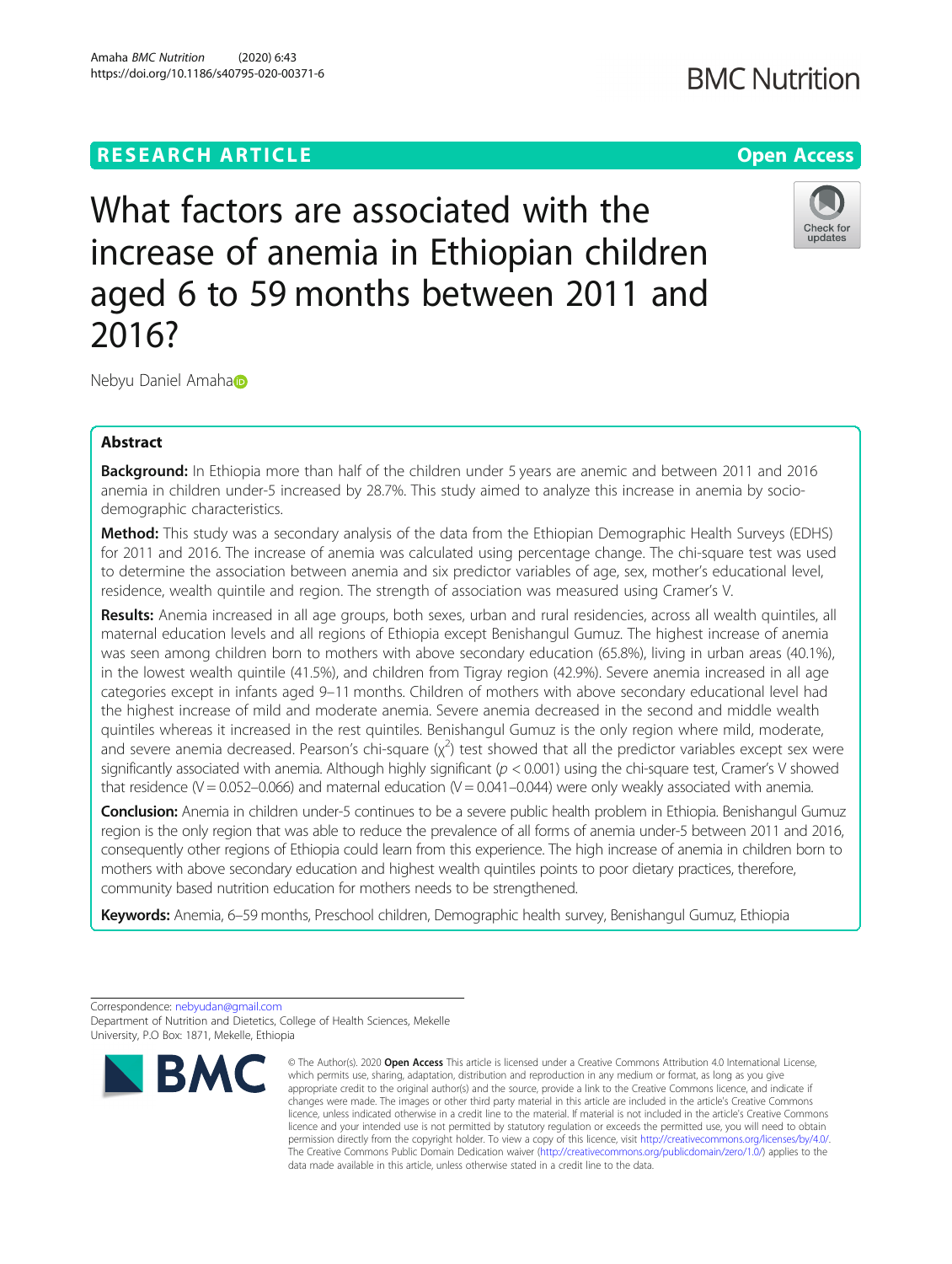RESEARCH ARTICLE

Open Access

# What factors are associated with the increase of anemia in Ethiopian children aged 6 to 59 months between 2011 and 2016?

Nebyu Daniel Amaha

## Abstract

**Background:** In Ethiopia more than half of the children under 5 years are anemic and between 2011 and 2016 anemia in children under-5 increased by 28.7%. This study aimed to analyze this increase in anemia by socio-demographic characteristics.

**Method:** This study was a secondary analysis of the data from the Ethiopian Demographic Health Surveys (EDHS) for 2011 and 2016. The increase of anemia was calculated using percentage change. The chi-square test was used to determine the association between anemia and six predictor variables of age, sex, mother's educational level, residence, wealth quintile and region. The strength of association was measured using Cramer's V.

**Results:** Anemia increased in all age groups, both sexes, urban and rural residencies, across all wealth quintiles, all maternal education levels and all regions of Ethiopia except Benishangul Gumuz. The highest increase of anemia was seen among children born to mothers with above secondary education (65.8%), living in urban areas (40.1%), in the lowest wealth quintile (41.5%), and children from Tigray region (42.9%). Severe anemia increased in all age categories except in infants aged 9–11 months. Children of mothers with above secondary educational level had the highest increase of mild and moderate anemia. Severe anemia decreased in the second and middle wealth quintiles whereas it increased in the rest quintiles. Benishangul Gumuz is the only region where mild, moderate, and severe anemia decreased. Pearson's chi-square ($\chi^2$) test showed that all the predictor variables except sex were significantly associated with anemia. Although highly significant ($p < 0.001$) using the chi-square test, Cramer's V showed that residence (V = 0.052–0.066) and maternal education (V = 0.041–0.044) were only weakly associated with anemia.

**Conclusion:** Anemia in children under-5 continues to be a severe public health problem in Ethiopia. Benishangul Gumuz region is the only region that was able to reduce the prevalence of all forms of anemia under-5 between 2011 and 2016, consequently other regions of Ethiopia could learn from this experience. The high increase of anemia in children born to mothers with above secondary education and highest wealth quintiles points to poor dietary practices, therefore, community based nutrition education for mothers needs to be strengthened.

**Keywords:** Anemia, 6–59 months, Preschool children, Demographic health survey, Benishangul Gumuz, Ethiopia

Correspondence: nebyudan@gmail.com
Department of Nutrition and Dietetics, College of Health Sciences, Mekelle University, P.O Box: 1871, Mekelle, Ethiopia

© The Author(s). 2020 **Open Access** This article is licensed under a Creative Commons Attribution 4.0 International License, which permits use, sharing, adaptation, distribution and reproduction in any medium or format, as long as you give appropriate credit to the original author(s) and the source, provide a link to the Creative Commons licence, and indicate if changes were made. The images or other third party material in this article are included in the article's Creative Commons licence, unless indicated otherwise in a credit line to the material. If material is not included in the article's Creative Commons licence and your intended use is not permitted by statutory regulation or exceeds the permitted use, you will need to obtain permission directly from the copyright holder. To view a copy of this licence, visit http://creativecommons.org/licenses/by/4.0/. The Creative Commons Public Domain Dedication waiver (http://creativecommons.org/publicdomain/zero/1.0/) applies to the data made available in this article, unless otherwise stated in a credit line to the data.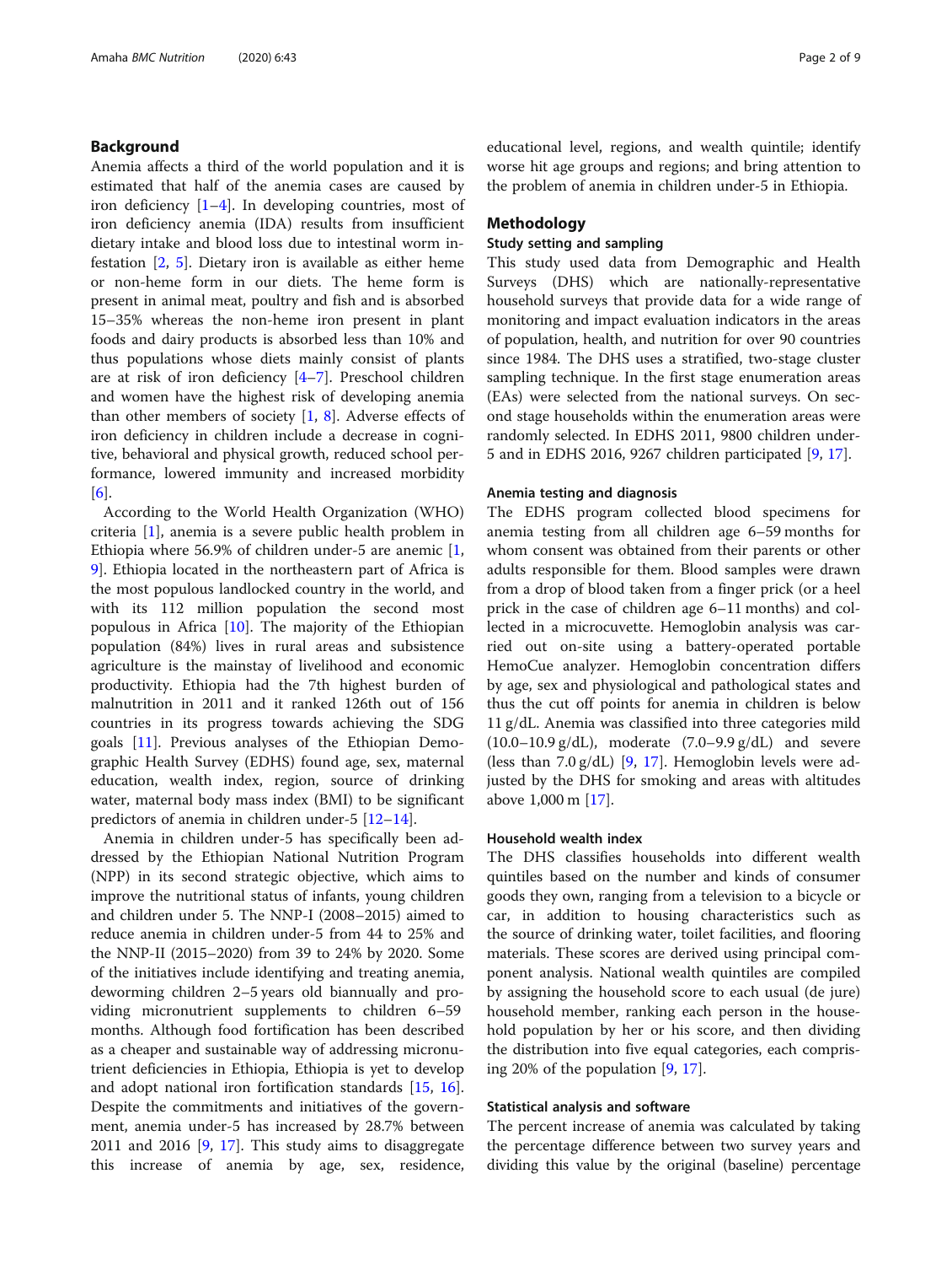## Background

Anemia affects a third of the world population and it is estimated that half of the anemia cases are caused by iron deficiency [1–4]. In developing countries, most of iron deficiency anemia (IDA) results from insufficient dietary intake and blood loss due to intestinal worm infestation [2, 5]. Dietary iron is available as either heme or non-heme form in our diets. The heme form is present in animal meat, poultry and fish and is absorbed 15–35% whereas the non-heme iron present in plant foods and dairy products is absorbed less than 10% and thus populations whose diets mainly consist of plants are at risk of iron deficiency [4–7]. Preschool children and women have the highest risk of developing anemia than other members of society [1, 8]. Adverse effects of iron deficiency in children include a decrease in cognitive, behavioral and physical growth, reduced school performance, lowered immunity and increased morbidity [6].

According to the World Health Organization (WHO) criteria [1], anemia is a severe public health problem in Ethiopia where 56.9% of children under-5 are anemic [1, 9]. Ethiopia located in the northeastern part of Africa is the most populous landlocked country in the world, and with its 112 million population the second most populous in Africa [10]. The majority of the Ethiopian population (84%) lives in rural areas and subsistence agriculture is the mainstay of livelihood and economic productivity. Ethiopia had the 7th highest burden of malnutrition in 2011 and it ranked 126th out of 156 countries in its progress towards achieving the SDG goals [11]. Previous analyses of the Ethiopian Demographic Health Survey (EDHS) found age, sex, maternal education, wealth index, region, source of drinking water, maternal body mass index (BMI) to be significant predictors of anemia in children under-5 [12–14].

Anemia in children under-5 has specifically been addressed by the Ethiopian National Nutrition Program (NPP) in its second strategic objective, which aims to improve the nutritional status of infants, young children and children under 5. The NNP-I (2008–2015) aimed to reduce anemia in children under-5 from 44 to 25% and the NNP-II (2015–2020) from 39 to 24% by 2020. Some of the initiatives include identifying and treating anemia, deworming children 2–5 years old biannually and providing micronutrient supplements to children 6–59 months. Although food fortification has been described as a cheaper and sustainable way of addressing micronutrient deficiencies in Ethiopia, Ethiopia is yet to develop and adopt national iron fortification standards [15, 16]. Despite the commitments and initiatives of the government, anemia under-5 has increased by 28.7% between 2011 and 2016 [9, 17]. This study aims to disaggregate this increase of anemia by age, sex, residence, educational level, regions, and wealth quintile; identify worse hit age groups and regions; and bring attention to the problem of anemia in children under-5 in Ethiopia.

## Methodology

### Study setting and sampling

This study used data from Demographic and Health Surveys (DHS) which are nationally-representative household surveys that provide data for a wide range of monitoring and impact evaluation indicators in the areas of population, health, and nutrition for over 90 countries since 1984. The DHS uses a stratified, two-stage cluster sampling technique. In the first stage enumeration areas (EAs) were selected from the national surveys. On second stage households within the enumeration areas were randomly selected. In EDHS 2011, 9800 children under-5 and in EDHS 2016, 9267 children participated [9, 17].

### Anemia testing and diagnosis

The EDHS program collected blood specimens for anemia testing from all children age 6–59 months for whom consent was obtained from their parents or other adults responsible for them. Blood samples were drawn from a drop of blood taken from a finger prick (or a heel prick in the case of children age 6–11 months) and collected in a microcuvette. Hemoglobin analysis was carried out on-site using a battery-operated portable HemoCue analyzer. Hemoglobin concentration differs by age, sex and physiological and pathological states and thus the cut off points for anemia in children is below 11 g/dL. Anemia was classified into three categories mild (10.0–10.9 g/dL), moderate (7.0–9.9 g/dL) and severe (less than 7.0 g/dL) [9, 17]. Hemoglobin levels were adjusted by the DHS for smoking and areas with altitudes above 1,000 m [17].

### Household wealth index

The DHS classifies households into different wealth quintiles based on the number and kinds of consumer goods they own, ranging from a television to a bicycle or car, in addition to housing characteristics such as the source of drinking water, toilet facilities, and flooring materials. These scores are derived using principal component analysis. National wealth quintiles are compiled by assigning the household score to each usual (de jure) household member, ranking each person in the household population by her or his score, and then dividing the distribution into five equal categories, each comprising 20% of the population [9, 17].

### Statistical analysis and software

The percent increase of anemia was calculated by taking the percentage difference between two survey years and dividing this value by the original (baseline) percentage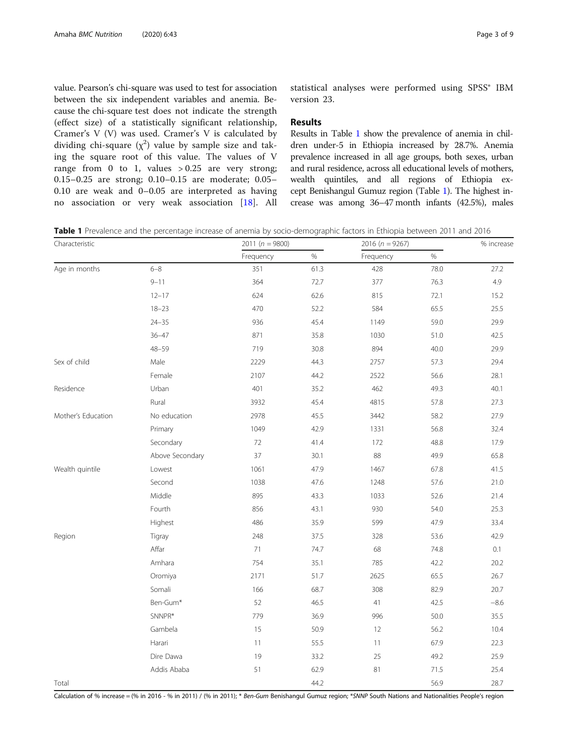value. Pearson's chi-square was used to test for association between the six independent variables and anemia. Because the chi-square test does not indicate the strength (effect size) of a statistically significant relationship, Cramer's V (V) was used. Cramer's V is calculated by dividing chi-square ($\chi^2$) value by sample size and taking the square root of this value. The values of V range from 0 to 1, values > 0.25 are very strong; 0.15–0.25 are strong; 0.10–0.15 are moderate; 0.05–0.10 are weak and 0–0.05 are interpreted as having no association or very weak association [18]. All statistical analyses were performed using SPSS® IBM version 23.

## Results

Results in Table 1 show the prevalence of anemia in children under-5 in Ethiopia increased by 28.7%. Anemia prevalence increased in all age groups, both sexes, urban and rural residence, across all educational levels of mothers, wealth quintiles, and all regions of Ethiopia except Benishangul Gumuz region (Table 1). The highest increase was among 36–47 month infants (42.5%), males

**Table 1** Prevalence and the percentage increase of anemia by socio-demographic factors in Ethiopia between 2011 and 2016

| Characteristic | | 2011 (n = 9800) | | 2016 (n = 9267) | | % increase |
|---|---|---|---|---|---|---|
| | | Frequency | % | Frequency | % | |
| Age in months | 6–8 | 351 | 61.3 | 428 | 78.0 | 27.2 |
| | 9–11 | 364 | 72.7 | 377 | 76.3 | 4.9 |
| | 12–17 | 624 | 62.6 | 815 | 72.1 | 15.2 |
| | 18–23 | 470 | 52.2 | 584 | 65.5 | 25.5 |
| | 24–35 | 936 | 45.4 | 1149 | 59.0 | 29.9 |
| | 36–47 | 871 | 35.8 | 1030 | 51.0 | 42.5 |
| | 48–59 | 719 | 30.8 | 894 | 40.0 | 29.9 |
| Sex of child | Male | 2229 | 44.3 | 2757 | 57.3 | 29.4 |
| | Female | 2107 | 44.2 | 2522 | 56.6 | 28.1 |
| Residence | Urban | 401 | 35.2 | 462 | 49.3 | 40.1 |
| | Rural | 3932 | 45.4 | 4815 | 57.8 | 27.3 |
| Mother's Education | No education | 2978 | 45.5 | 3442 | 58.2 | 27.9 |
| | Primary | 1049 | 42.9 | 1331 | 56.8 | 32.4 |
| | Secondary | 72 | 41.4 | 172 | 48.8 | 17.9 |
| | Above Secondary | 37 | 30.1 | 88 | 49.9 | 65.8 |
| Wealth quintile | Lowest | 1061 | 47.9 | 1467 | 67.8 | 41.5 |
| | Second | 1038 | 47.6 | 1248 | 57.6 | 21.0 |
| | Middle | 895 | 43.3 | 1033 | 52.6 | 21.4 |
| | Fourth | 856 | 43.1 | 930 | 54.0 | 25.3 |
| | Highest | 486 | 35.9 | 599 | 47.9 | 33.4 |
| Region | Tigray | 248 | 37.5 | 328 | 53.6 | 42.9 |
| | Affar | 71 | 74.7 | 68 | 74.8 | 0.1 |
| | Amhara | 754 | 35.1 | 785 | 42.2 | 20.2 |
| | Oromiya | 2171 | 51.7 | 2625 | 65.5 | 26.7 |
| | Somali | 166 | 68.7 | 308 | 82.9 | 20.7 |
| | Ben-Gum* | 52 | 46.5 | 41 | 42.5 | −8.6 |
| | SNNPR* | 779 | 36.9 | 996 | 50.0 | 35.5 |
| | Gambela | 15 | 50.9 | 12 | 56.2 | 10.4 |
| | Harari | 11 | 55.5 | 11 | 67.9 | 22.3 |
| | Dire Dawa | 19 | 33.2 | 25 | 49.2 | 25.9 |
| | Addis Ababa | 51 | 62.9 | 81 | 71.5 | 25.4 |
| Total | | | 44.2 | | 56.9 | 28.7 |

Calculation of % increase = (% in 2016 - % in 2011) / (% in 2011); * *Ben-Gum* Benishangul Gumuz region; **SNNP* South Nations and Nationalities People's region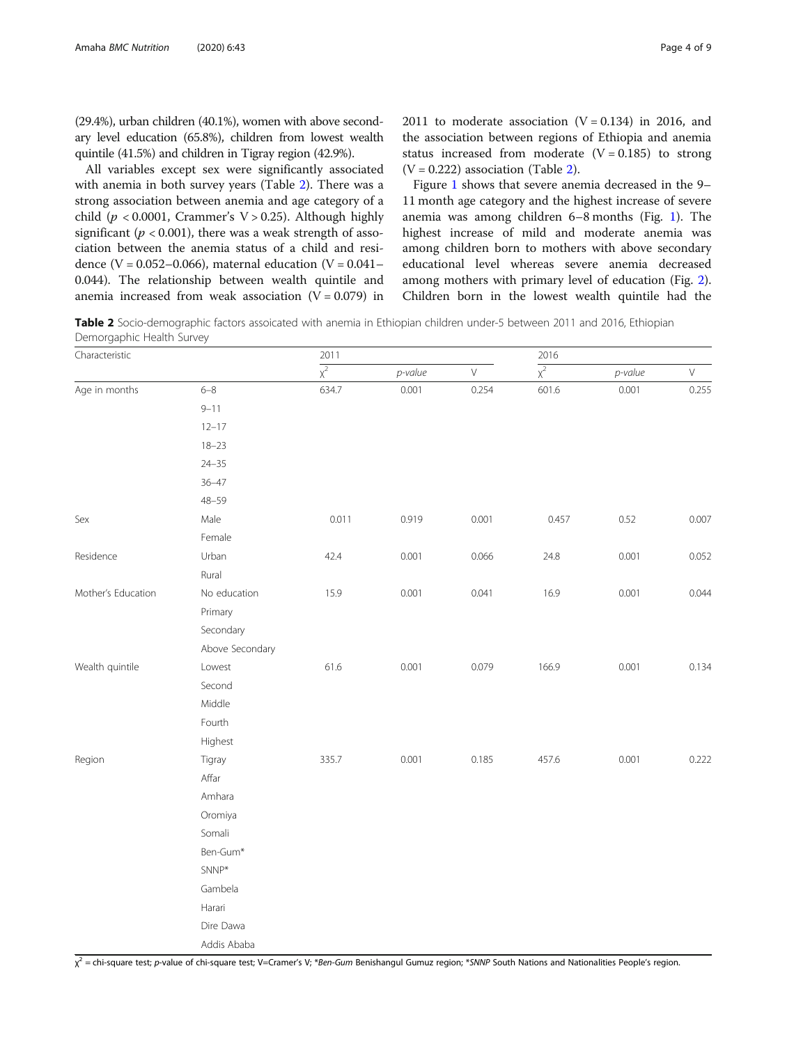(29.4%), urban children (40.1%), women with above secondary level education (65.8%), children from lowest wealth quintile (41.5%) and children in Tigray region (42.9%).

All variables except sex were significantly associated with anemia in both survey years (Table 2). There was a strong association between anemia and age category of a child ($p < 0.0001$, Crammer's $V > 0.25$). Although highly significant ($p < 0.001$), there was a weak strength of association between the anemia status of a child and residence ($V = 0.052–0.066$), maternal education ($V = 0.041–0.044$). The relationship between wealth quintile and anemia increased from weak association ($V = 0.079$) in 2011 to moderate association ($V = 0.134$) in 2016, and the association between regions of Ethiopia and anemia status increased from moderate ($V = 0.185$) to strong ($V = 0.222$) association (Table 2).

Figure 1 shows that severe anemia decreased in the 9–11 month age category and the highest increase of severe anemia was among children 6–8 months (Fig. 1). The highest increase of mild and moderate anemia was among children born to mothers with above secondary educational level whereas severe anemia decreased among mothers with primary level of education (Fig. 2). Children born in the lowest wealth quintile had the

**Table 2** Socio-demographic factors assoicated with anemia in Ethiopian children under-5 between 2011 and 2016, Ethiopian Demorgaphic Health Survey

| Characteristic | | 2011 | | | 2016 | | |
|---|---|---|---|---|---|---|---|
| | | $\chi^2$ | *p-value* | V | $\chi^2$ | *p-value* | V |
| Age in months | 6–8 | 634.7 | 0.001 | 0.254 | 601.6 | 0.001 | 0.255 |
| | 9–11 | | | | | | |
| | 12–17 | | | | | | |
| | 18–23 | | | | | | |
| | 24–35 | | | | | | |
| | 36–47 | | | | | | |
| | 48–59 | | | | | | |
| Sex | Male | 0.011 | 0.919 | 0.001 | 0.457 | 0.52 | 0.007 |
| | Female | | | | | | |
| Residence | Urban | 42.4 | 0.001 | 0.066 | 24.8 | 0.001 | 0.052 |
| | Rural | | | | | | |
| Mother's Education | No education | 15.9 | 0.001 | 0.041 | 16.9 | 0.001 | 0.044 |
| | Primary | | | | | | |
| | Secondary | | | | | | |
| | Above Secondary | | | | | | |
| Wealth quintile | Lowest | 61.6 | 0.001 | 0.079 | 166.9 | 0.001 | 0.134 |
| | Second | | | | | | |
| | Middle | | | | | | |
| | Fourth | | | | | | |
| | Highest | | | | | | |
| Region | Tigray | 335.7 | 0.001 | 0.185 | 457.6 | 0.001 | 0.222 |
| | Affar | | | | | | |
| | Amhara | | | | | | |
| | Oromiya | | | | | | |
| | Somali | | | | | | |
| | Ben-Gum* | | | | | | |
| | SNNP* | | | | | | |
| | Gambela | | | | | | |
| | Harari | | | | | | |
| | Dire Dawa | | | | | | |
| | Addis Ababa | | | | | | |

$\chi^2$ = chi-square test; *p*-value of chi-square test; V=Cramer's V; \**Ben-Gum* Benishangul Gumuz region; \**SNNP* South Nations and Nationalities People's region.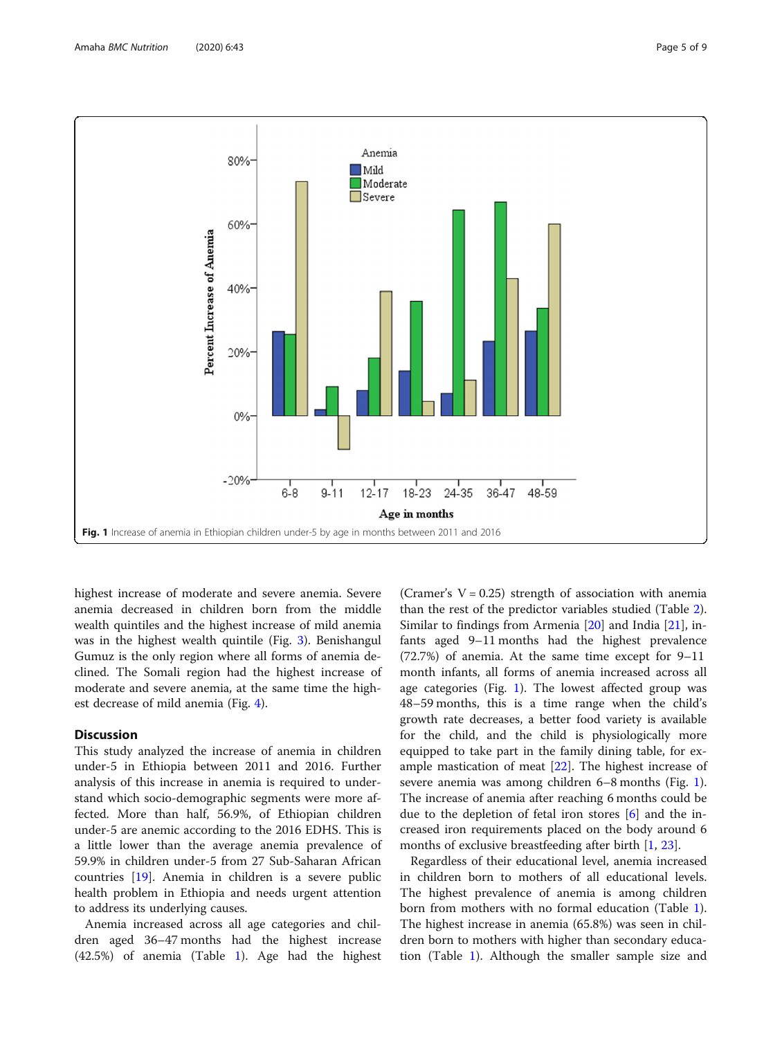Fig. 1 Increase of anemia in Ethiopian children under-5 by age in months between 2011 and 2016

highest increase of moderate and severe anemia. Severe anemia decreased in children born from the middle wealth quintiles and the highest increase of mild anemia was in the highest wealth quintile (Fig. 3). Benishangul Gumuz is the only region where all forms of anemia declined. The Somali region had the highest increase of moderate and severe anemia, at the same time the highest decrease of mild anemia (Fig. 4).

## Discussion

This study analyzed the increase of anemia in children under-5 in Ethiopia between 2011 and 2016. Further analysis of this increase in anemia is required to understand which socio-demographic segments were more affected. More than half, 56.9%, of Ethiopian children under-5 are anemic according to the 2016 EDHS. This is a little lower than the average anemia prevalence of 59.9% in children under-5 from 27 Sub-Saharan African countries [19]. Anemia in children is a severe public health problem in Ethiopia and needs urgent attention to address its underlying causes.

Anemia increased across all age categories and children aged 36–47 months had the highest increase (42.5%) of anemia (Table 1). Age had the highest (Cramer's V = 0.25) strength of association with anemia than the rest of the predictor variables studied (Table 2). Similar to findings from Armenia [20] and India [21], infants aged 9–11 months had the highest prevalence (72.7%) of anemia. At the same time except for 9–11 month infants, all forms of anemia increased across all age categories (Fig. 1). The lowest affected group was 48–59 months, this is a time range when the child's growth rate decreases, a better food variety is available for the child, and the child is physiologically more equipped to take part in the family dining table, for example mastication of meat [22]. The highest increase of severe anemia was among children 6–8 months (Fig. 1). The increase of anemia after reaching 6 months could be due to the depletion of fetal iron stores [6] and the increased iron requirements placed on the body around 6 months of exclusive breastfeeding after birth [1, 23].

Regardless of their educational level, anemia increased in children born to mothers of all educational levels. The highest prevalence of anemia is among children born from mothers with no formal education (Table 1). The highest increase in anemia (65.8%) was seen in children born to mothers with higher than secondary education (Table 1). Although the smaller sample size and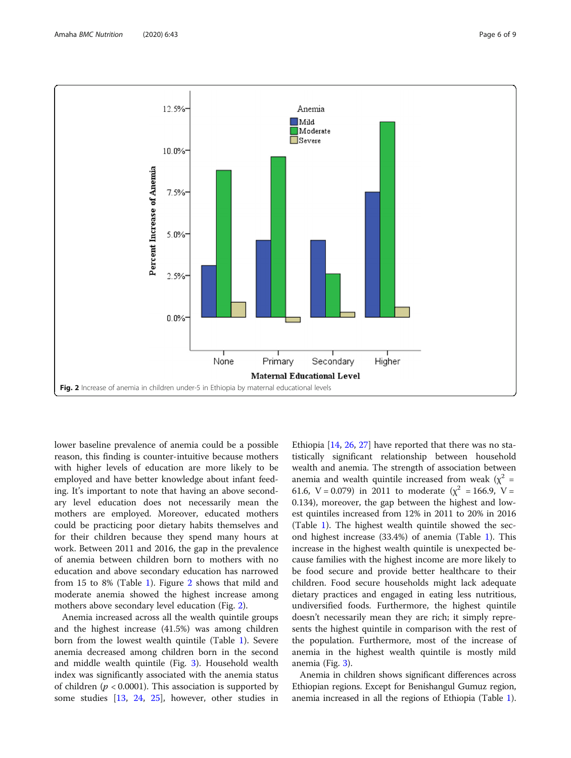Fig. 2 Increase of anemia in children under-5 in Ethiopia by maternal educational levels

lower baseline prevalence of anemia could be a possible reason, this finding is counter-intuitive because mothers with higher levels of education are more likely to be employed and have better knowledge about infant feeding. It's important to note that having an above secondary level education does not necessarily mean the mothers are employed. Moreover, educated mothers could be practicing poor dietary habits themselves and for their children because they spend many hours at work. Between 2011 and 2016, the gap in the prevalence of anemia between children born to mothers with no education and above secondary education has narrowed from 15 to 8% (Table 1). Figure 2 shows that mild and moderate anemia showed the highest increase among mothers above secondary level education (Fig. 2).

Anemia increased across all the wealth quintile groups and the highest increase (41.5%) was among children born from the lowest wealth quintile (Table 1). Severe anemia decreased among children born in the second and middle wealth quintile (Fig. 3). Household wealth index was significantly associated with the anemia status of children ($p < 0.0001$). This association is supported by some studies [13, 24, 25], however, other studies in Ethiopia [14, 26, 27] have reported that there was no statistically significant relationship between household wealth and anemia. The strength of association between anemia and wealth quintile increased from weak ($\chi^2 = 61.6$, V = 0.079) in 2011 to moderate ($\chi^2 = 166.9$, V = 0.134), moreover, the gap between the highest and lowest quintiles increased from 12% in 2011 to 20% in 2016 (Table 1). The highest wealth quintile showed the second highest increase (33.4%) of anemia (Table 1). This increase in the highest wealth quintile is unexpected because families with the highest income are more likely to be food secure and provide better healthcare to their children. Food secure households might lack adequate dietary practices and engaged in eating less nutritious, undiversified foods. Furthermore, the highest quintile doesn't necessarily mean they are rich; it simply represents the highest quintile in comparison with the rest of the population. Furthermore, most of the increase of anemia in the highest wealth quintile is mostly mild anemia (Fig. 3).

Anemia in children shows significant differences across Ethiopian regions. Except for Benishangul Gumuz region, anemia increased in all the regions of Ethiopia (Table 1).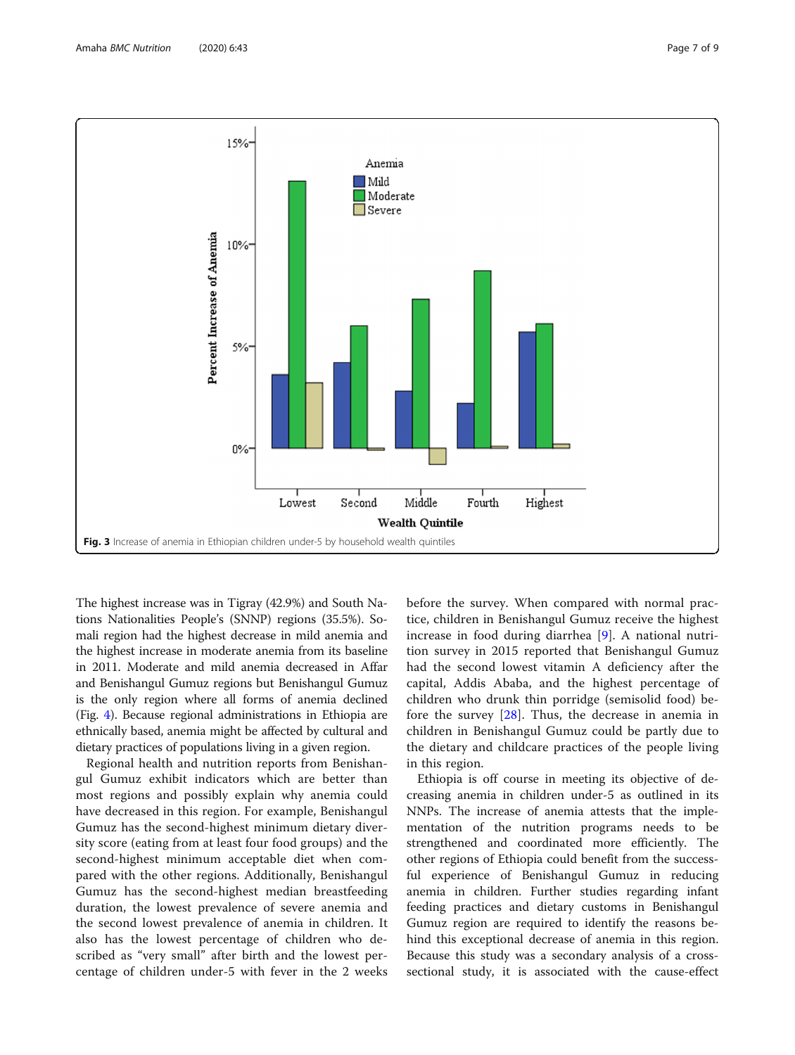Fig. 3 Increase of anemia in Ethiopian children under-5 by household wealth quintiles

The highest increase was in Tigray (42.9%) and South Nations Nationalities People's (SNNP) regions (35.5%). Somali region had the highest decrease in mild anemia and the highest increase in moderate anemia from its baseline in 2011. Moderate and mild anemia decreased in Affar and Benishangul Gumuz regions but Benishangul Gumuz is the only region where all forms of anemia declined (Fig. 4). Because regional administrations in Ethiopia are ethnically based, anemia might be affected by cultural and dietary practices of populations living in a given region.

Regional health and nutrition reports from Benishangul Gumuz exhibit indicators which are better than most regions and possibly explain why anemia could have decreased in this region. For example, Benishangul Gumuz has the second-highest minimum dietary diversity score (eating from at least four food groups) and the second-highest minimum acceptable diet when compared with the other regions. Additionally, Benishangul Gumuz has the second-highest median breastfeeding duration, the lowest prevalence of severe anemia and the second lowest prevalence of anemia in children. It also has the lowest percentage of children who described as "very small" after birth and the lowest percentage of children under-5 with fever in the 2 weeks before the survey. When compared with normal practice, children in Benishangul Gumuz receive the highest increase in food during diarrhea [9]. A national nutrition survey in 2015 reported that Benishangul Gumuz had the second lowest vitamin A deficiency after the capital, Addis Ababa, and the highest percentage of children who drunk thin porridge (semisolid food) before the survey [28]. Thus, the decrease in anemia in children in Benishangul Gumuz could be partly due to the dietary and childcare practices of the people living in this region.

Ethiopia is off course in meeting its objective of decreasing anemia in children under-5 as outlined in its NNPs. The increase of anemia attests that the implementation of the nutrition programs needs to be strengthened and coordinated more efficiently. The other regions of Ethiopia could benefit from the successful experience of Benishangul Gumuz in reducing anemia in children. Further studies regarding infant feeding practices and dietary customs in Benishangul Gumuz region are required to identify the reasons behind this exceptional decrease of anemia in this region. Because this study was a secondary analysis of a cross-sectional study, it is associated with the cause-effect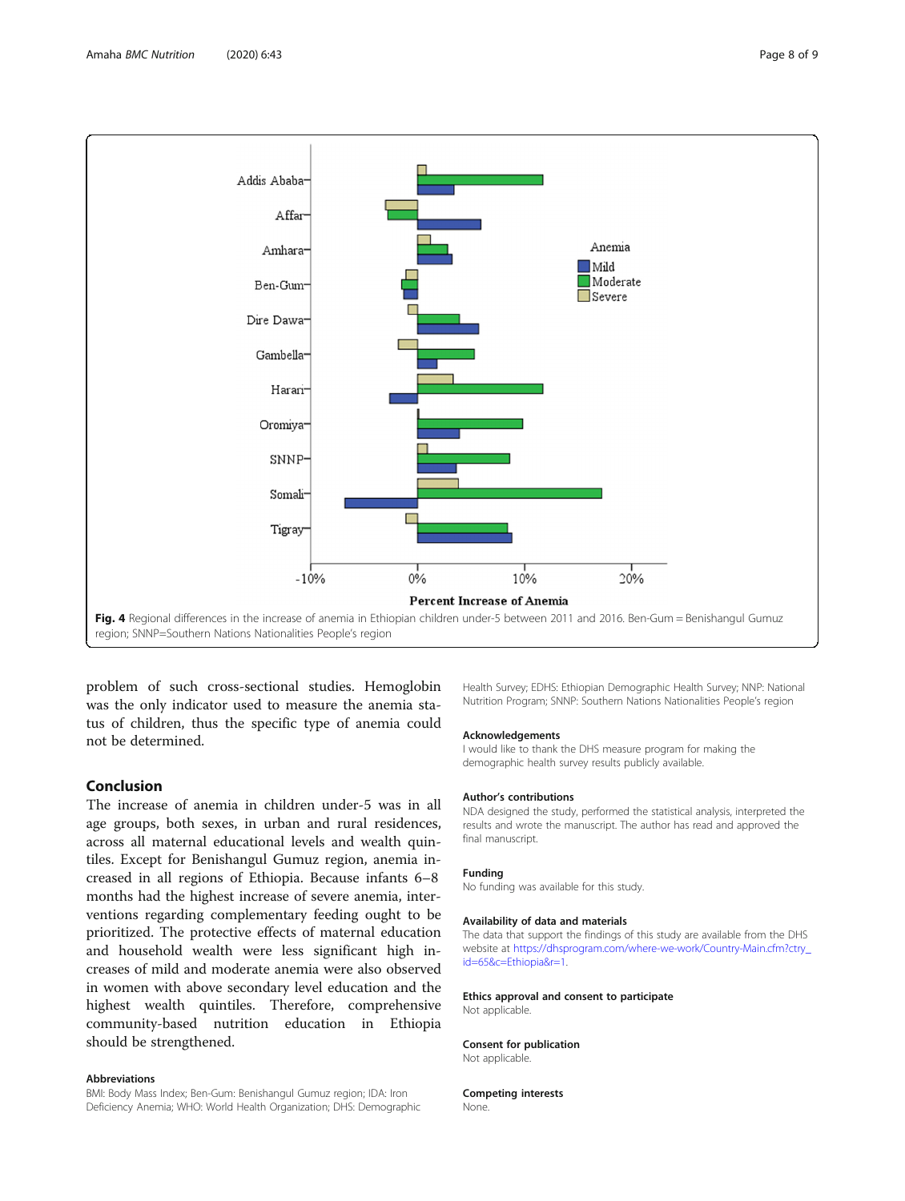Addis Ababa
Affar
Amhara
Ben-Gum
Dire Dawa
Gambella
Harari
Oromiya
SNNP
Somali
Tigray

Anemia
Mild
Moderate
Severe

-10%
0%
10%
20%

Percent Increase of Anemia

**Fig. 4** Regional differences in the increase of anemia in Ethiopian children under-5 between 2011 and 2016. Ben-Gum = Benishangul Gumuz region; SNNP=Southern Nations Nationalities People's region

problem of such cross-sectional studies. Hemoglobin was the only indicator used to measure the anemia status of children, thus the specific type of anemia could not be determined.

## Conclusion

The increase of anemia in children under-5 was in all age groups, both sexes, in urban and rural residences, across all maternal educational levels and wealth quintiles. Except for Benishangul Gumuz region, anemia increased in all regions of Ethiopia. Because infants 6–8 months had the highest increase of severe anemia, interventions regarding complementary feeding ought to be prioritized. The protective effects of maternal education and household wealth were less significant high increases of mild and moderate anemia were also observed in women with above secondary level education and the highest wealth quintiles. Therefore, comprehensive community-based nutrition education in Ethiopia should be strengthened.

### Abbreviations

BMI: Body Mass Index; Ben-Gum: Benishangul Gumuz region; IDA: Iron Deficiency Anemia; WHO: World Health Organization; DHS: Demographic Health Survey; EDHS: Ethiopian Demographic Health Survey; NNP: National Nutrition Program; SNNP: Southern Nations Nationalities People's region

### Acknowledgements

I would like to thank the DHS measure program for making the demographic health survey results publicly available.

### Author's contributions

NDA designed the study, performed the statistical analysis, interpreted the results and wrote the manuscript. The author has read and approved the final manuscript.

### Funding

No funding was available for this study.

### Availability of data and materials

The data that support the findings of this study are available from the DHS website at https://dhsprogram.com/where-we-work/Country-Main.cfm?ctry_id=65&c=Ethiopia&r=1.

### Ethics approval and consent to participate

Not applicable.

### Consent for publication

Not applicable.

### Competing interests

None.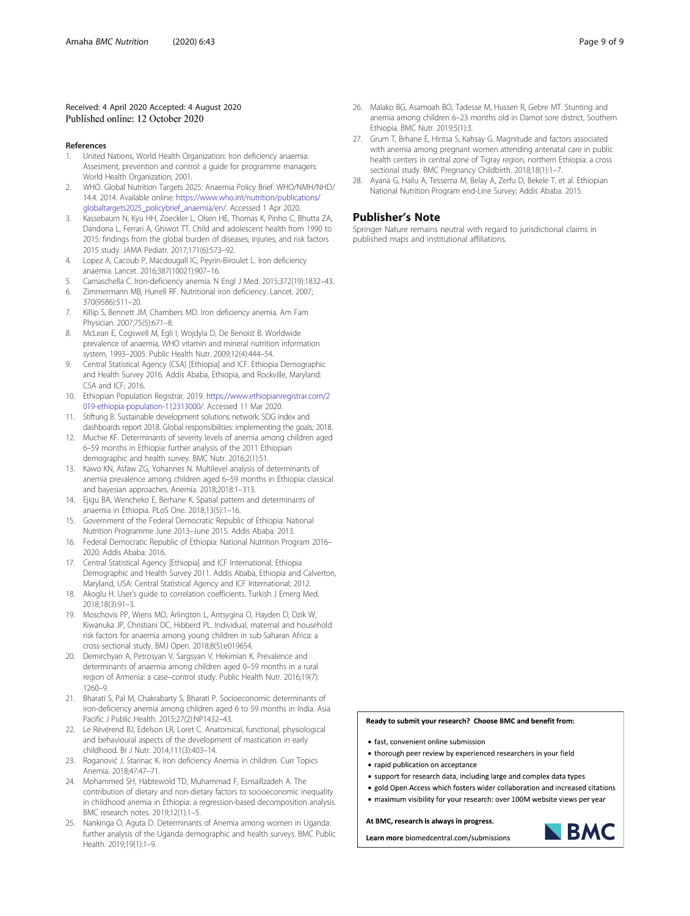Received: 4 April 2020 Accepted: 4 August 2020
Published online: 12 October 2020

## References

1. United Nations, World Health Organization: Iron deficiency anaemia: Assesment, prevention and control: a guide for programme managers: World Health Organization; 2001.
2. WHO. Global Nutrition Targets 2025: Anaemia Policy Brief. WHO/NMH/NHD/14.4. 2014. Available online: https://www.who.int/nutrition/publications/globaltargets2025_policybrief_anaemia/en/. Accessed 1 Apr 2020.
3. Kassebaum N, Kyu HH, Zoeckler L, Olsen HE, Thomas K, Pinho C, Bhutta ZA, Dandona L, Ferrari A, Ghiwot TT. Child and adolescent health from 1990 to 2015: findings from the global burden of diseases, injuries, and risk factors 2015 study. JAMA Pediatr. 2017;171(6):573–92.
4. Lopez A, Cacoub P, Macdougall IC, Peyrin-Biroulet L. Iron deficiency anaemia. Lancet. 2016;387(10021):907–16.
5. Camaschella C. Iron-deficiency anemia. N Engl J Med. 2015;372(19):1832–43.
6. Zimmermann MB, Hurrell RF. Nutritional iron deficiency. Lancet. 2007; 370(9586):511–20.
7. Killip S, Bennett JM, Chambers MD. Iron deficiency anemia. Am Fam Physician. 2007;75(5):671–8.
8. McLean E, Cogswell M, Egli I, Wojdyla D, De Benoist B. Worldwide prevalence of anaemia, WHO vitamin and mineral nutrition information system, 1993–2005. Public Health Nutr. 2009;12(4):444–54.
9. Central Statistical Agency (CSA) [Ethiopia] and ICF. Ethiopia Demographic and Health Survey 2016. Addis Ababa, Ethiopia, and Rockville, Maryland: CSA and ICF; 2016.
10. Ethiopian Population Registrar. 2019. https://www.ethiopianregistrar.com/2019-ethiopia-population-112313000/. Accessed 11 Mar 2020.
11. Stiftung B. Sustainable development solutions network. SDG index and dashboards report 2018. Global responsibilities: implementing the goals; 2018.
12. Muchie KF. Determinants of severity levels of anemia among children aged 6–59 months in Ethiopia: further analysis of the 2011 Ethiopian demographic and health survey. BMC Nutr. 2016;2(1):51.
13. Kawo KN, Asfaw ZG, Yohannes N. Multilevel analysis of determinants of anemia prevalence among children aged 6–59 months in Ethiopia: classical and bayesian approaches. Anemia. 2018;2018:1–313.
14. Ejigu BA, Wencheko E, Berhane K. Spatial pattern and determinants of anaemia in Ethiopia. PLoS One. 2018;13(5):1–16.
15. Government of the Federal Democratic Republic of Ethiopia: National Nutrition Programme June 2013–June 2015. Addis Ababa: 2013.
16. Federal Democratic Republic of Ethiopia: National Nutrition Program 2016–2020. Addis Ababa: 2016.
17. Central Statistical Agency [Ethiopia] and ICF International. Ethiopia Demographic and Health Survey 2011. Addis Ababa, Ethiopia and Calverton, Maryland, USA: Central Statistical Agency and ICF International; 2012.
18. Akoglu H. User's guide to correlation coefficients. Turkish J Emerg Med. 2018;18(3):91–3.
19. Moschovis PP, Wiens MO, Arlington L, Antsygina O, Hayden D, Dzik W, Kiwanuka JP, Christiani DC, Hibberd PL. Individual, maternal and household risk factors for anaemia among young children in sub-Saharan Africa: a cross-sectional study. BMJ Open. 2018;8(5):e019654.
20. Demirchyan A, Petrosyan V, Sargsyan V, Hekimian K. Prevalence and determinants of anaemia among children aged 0–59 months in a rural region of Armenia: a case–control study. Public Health Nutr. 2016;19(7): 1260–9.
21. Bharati S, Pal M, Chakrabarty S, Bharati P. Socioeconomic determinants of iron-deficiency anemia among children aged 6 to 59 months in India. Asia Pacific J Public Health. 2015;27(2):NP1432–43.
22. Le Révérend BJ, Edelson LR, Loret C. Anatomical, functional, physiological and behavioural aspects of the development of mastication in early childhood. Br J Nutr. 2014;111(3):403–14.
23. Roganović J, Starinac K. Iron deficiency Anemia in children. Curr Topics Anemia. 2018;47:47–71.
24. Mohammed SH, Habtewold TD, Muhammad F, Esmaillzadeh A. The contribution of dietary and non-dietary factors to socioeconomic inequality in childhood anemia in Ethiopia: a regression-based decomposition analysis. BMC research notes. 2019;12(1):1–5.
25. Nankinga O, Aguta D. Determinants of Anemia among women in Uganda: further analysis of the Uganda demographic and health surveys. BMC Public Health. 2019;19(1):1–9.
26. Malako BG, Asamoah BO, Tadesse M, Hussen R, Gebre MT. Stunting and anemia among children 6–23 months old in Damot sore district, Southern Ethiopia. BMC Nutr. 2019;5(1):3.
27. Grum T, Brhane E, Hintsa S, Kahsay G. Magnitude and factors associated with anemia among pregnant women attending antenatal care in public health centers in central zone of Tigray region, northern Ethiopia: a cross sectional study. BMC Pregnancy Childbirth. 2018;18(1):1–7.
28. Ayana G, Hailu A, Tessema M, Belay A, Zerfu D, Bekele T, et al. Ethiopian National Nutrition Program end-Line Survey; Addis Ababa. 2015.

## Publisher's Note

Springer Nature remains neutral with regard to jurisdictional claims in published maps and institutional affiliations.

**Ready to submit your research? Choose BMC and benefit from:**

- fast, convenient online submission
- thorough peer review by experienced researchers in your field
- rapid publication on acceptance
- support for research data, including large and complex data types
- gold Open Access which fosters wider collaboration and increased citations
- maximum visibility for your research: over 100M website views per year

**At BMC, research is always in progress.**

**Learn more** biomedcentral.com/submissions

BMC